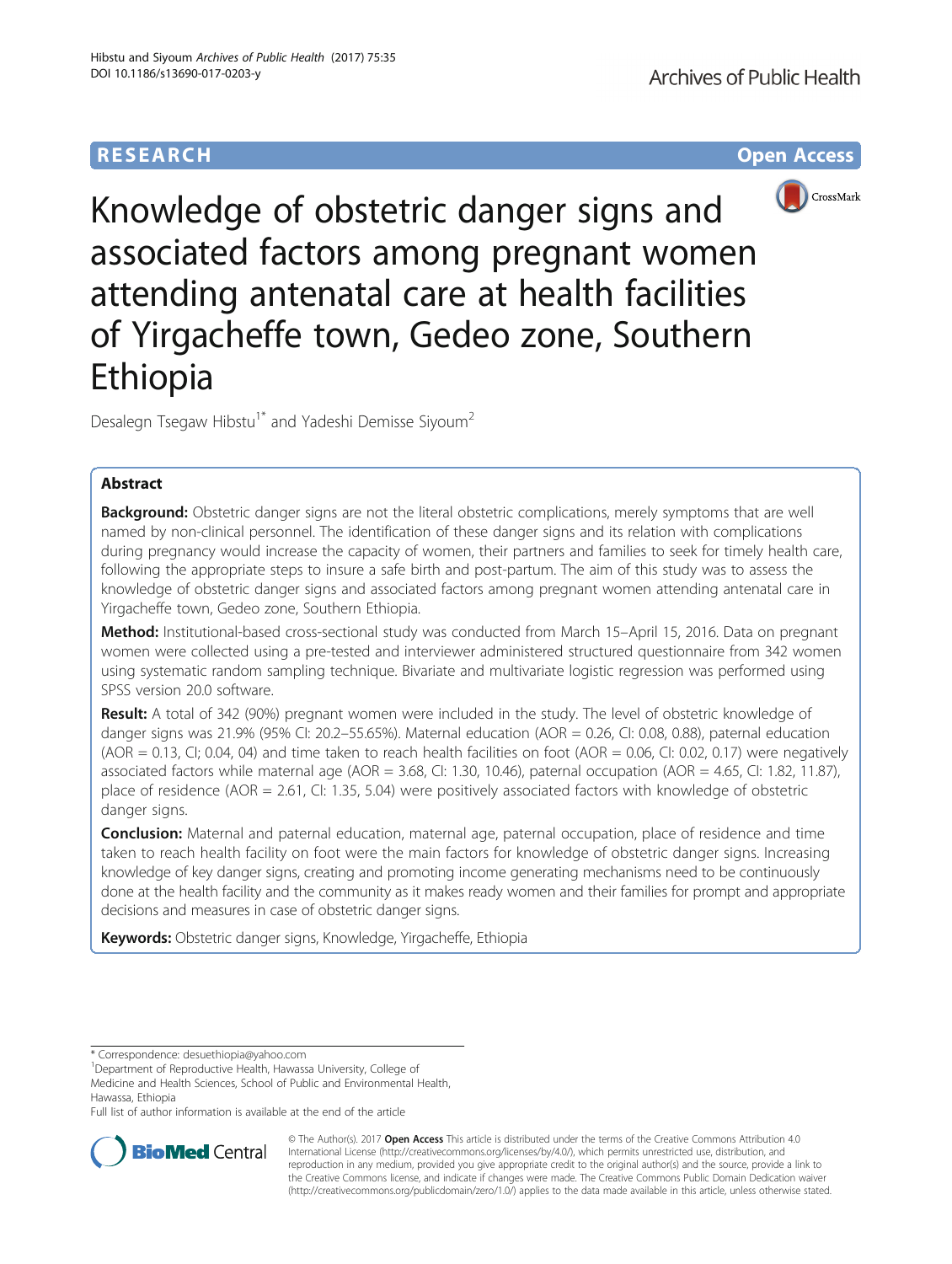RESEARCH

Open Access

# Knowledge of obstetric danger signs and associated factors among pregnant women attending antenatal care at health facilities of Yirgacheffe town, Gedeo zone, Southern Ethiopia

Desalegn Tsegaw Hibstu[1*] and Yadeshi Demisse Siyoum[2]

## Abstract

**Background:** Obstetric danger signs are not the literal obstetric complications, merely symptoms that are well named by non-clinical personnel. The identification of these danger signs and its relation with complications during pregnancy would increase the capacity of women, their partners and families to seek for timely health care, following the appropriate steps to insure a safe birth and post-partum. The aim of this study was to assess the knowledge of obstetric danger signs and associated factors among pregnant women attending antenatal care in Yirgacheffe town, Gedeo zone, Southern Ethiopia.

**Method:** Institutional-based cross-sectional study was conducted from March 15–April 15, 2016. Data on pregnant women were collected using a pre-tested and interviewer administered structured questionnaire from 342 women using systematic random sampling technique. Bivariate and multivariate logistic regression was performed using SPSS version 20.0 software.

**Result:** A total of 342 (90%) pregnant women were included in the study. The level of obstetric knowledge of danger signs was 21.9% (95% CI: 20.2–55.65%). Maternal education (AOR = 0.26, CI: 0.08, 0.88), paternal education (AOR = 0.13, CI; 0.04, 04) and time taken to reach health facilities on foot (AOR = 0.06, CI: 0.02, 0.17) were negatively associated factors while maternal age (AOR = 3.68, CI: 1.30, 10.46), paternal occupation (AOR = 4.65, CI: 1.82, 11.87), place of residence (AOR = 2.61, CI: 1.35, 5.04) were positively associated factors with knowledge of obstetric danger signs.

**Conclusion:** Maternal and paternal education, maternal age, paternal occupation, place of residence and time taken to reach health facility on foot were the main factors for knowledge of obstetric danger signs. Increasing knowledge of key danger signs, creating and promoting income generating mechanisms need to be continuously done at the health facility and the community as it makes ready women and their families for prompt and appropriate decisions and measures in case of obstetric danger signs.

**Keywords:** Obstetric danger signs, Knowledge, Yirgacheffe, Ethiopia

---

\* Correspondence: desuethiopia@yahoo.com

[1]Department of Reproductive Health, Hawassa University, College of Medicine and Health Sciences, School of Public and Environmental Health, Hawassa, Ethiopia

Full list of author information is available at the end of the article

© The Author(s). 2017 **Open Access** This article is distributed under the terms of the Creative Commons Attribution 4.0 International License (http://creativecommons.org/licenses/by/4.0/), which permits unrestricted use, distribution, and reproduction in any medium, provided you give appropriate credit to the original author(s) and the source, provide a link to the Creative Commons license, and indicate if changes were made. The Creative Commons Public Domain Dedication waiver (http://creativecommons.org/publicdomain/zero/1.0/) applies to the data made available in this article, unless otherwise stated.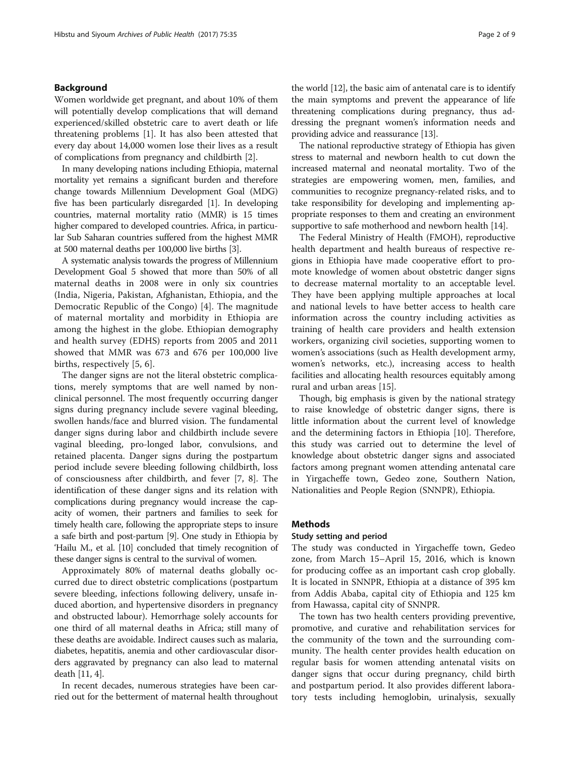## Background

Women worldwide get pregnant, and about 10% of them will potentially develop complications that will demand experienced/skilled obstetric care to avert death or life threatening problems [1]. It has also been attested that every day about 14,000 women lose their lives as a result of complications from pregnancy and childbirth [2].

In many developing nations including Ethiopia, maternal mortality yet remains a significant burden and therefore change towards Millennium Development Goal (MDG) five has been particularly disregarded [1]. In developing countries, maternal mortality ratio (MMR) is 15 times higher compared to developed countries. Africa, in particular Sub Saharan countries suffered from the highest MMR at 500 maternal deaths per 100,000 live births [3].

A systematic analysis towards the progress of Millennium Development Goal 5 showed that more than 50% of all maternal deaths in 2008 were in only six countries (India, Nigeria, Pakistan, Afghanistan, Ethiopia, and the Democratic Republic of the Congo) [4]. The magnitude of maternal mortality and morbidity in Ethiopia are among the highest in the globe. Ethiopian demography and health survey (EDHS) reports from 2005 and 2011 showed that MMR was 673 and 676 per 100,000 live births, respectively [5, 6].

The danger signs are not the literal obstetric complications, merely symptoms that are well named by non-clinical personnel. The most frequently occurring danger signs during pregnancy include severe vaginal bleeding, swollen hands/face and blurred vision. The fundamental danger signs during labor and childbirth include severe vaginal bleeding, pro-longed labor, convulsions, and retained placenta. Danger signs during the postpartum period include severe bleeding following childbirth, loss of consciousness after childbirth, and fever [7, 8]. The identification of these danger signs and its relation with complications during pregnancy would increase the capacity of women, their partners and families to seek for timely health care, following the appropriate steps to insure a safe birth and post-partum [9]. One study in Ethiopia by 'Hailu M., et al. [10] concluded that timely recognition of these danger signs is central to the survival of women.

Approximately 80% of maternal deaths globally occurred due to direct obstetric complications (postpartum severe bleeding, infections following delivery, unsafe induced abortion, and hypertensive disorders in pregnancy and obstructed labour). Hemorrhage solely accounts for one third of all maternal deaths in Africa; still many of these deaths are avoidable. Indirect causes such as malaria, diabetes, hepatitis, anemia and other cardiovascular disorders aggravated by pregnancy can also lead to maternal death [11, 4].

In recent decades, numerous strategies have been carried out for the betterment of maternal health throughout the world [12], the basic aim of antenatal care is to identify the main symptoms and prevent the appearance of life threatening complications during pregnancy, thus addressing the pregnant women's information needs and providing advice and reassurance [13].

The national reproductive strategy of Ethiopia has given stress to maternal and newborn health to cut down the increased maternal and neonatal mortality. Two of the strategies are empowering women, men, families, and communities to recognize pregnancy-related risks, and to take responsibility for developing and implementing appropriate responses to them and creating an environment supportive to safe motherhood and newborn health [14].

The Federal Ministry of Health (FMOH), reproductive health department and health bureaus of respective regions in Ethiopia have made cooperative effort to promote knowledge of women about obstetric danger signs to decrease maternal mortality to an acceptable level. They have been applying multiple approaches at local and national levels to have better access to health care information across the country including activities as training of health care providers and health extension workers, organizing civil societies, supporting women to women's associations (such as Health development army, women's networks, etc.), increasing access to health facilities and allocating health resources equitably among rural and urban areas [15].

Though, big emphasis is given by the national strategy to raise knowledge of obstetric danger signs, there is little information about the current level of knowledge and the determining factors in Ethiopia [10]. Therefore, this study was carried out to determine the level of knowledge about obstetric danger signs and associated factors among pregnant women attending antenatal care in Yirgacheffe town, Gedeo zone, Southern Nation, Nationalities and People Region (SNNPR), Ethiopia.

## Methods

### Study setting and period

The study was conducted in Yirgacheffe town, Gedeo zone, from March 15–April 15, 2016, which is known for producing coffee as an important cash crop globally. It is located in SNNPR, Ethiopia at a distance of 395 km from Addis Ababa, capital city of Ethiopia and 125 km from Hawassa, capital city of SNNPR.

The town has two health centers providing preventive, promotive, and curative and rehabilitation services for the community of the town and the surrounding community. The health center provides health education on regular basis for women attending antenatal visits on danger signs that occur during pregnancy, child birth and postpartum period. It also provides different laboratory tests including hemoglobin, urinalysis, sexually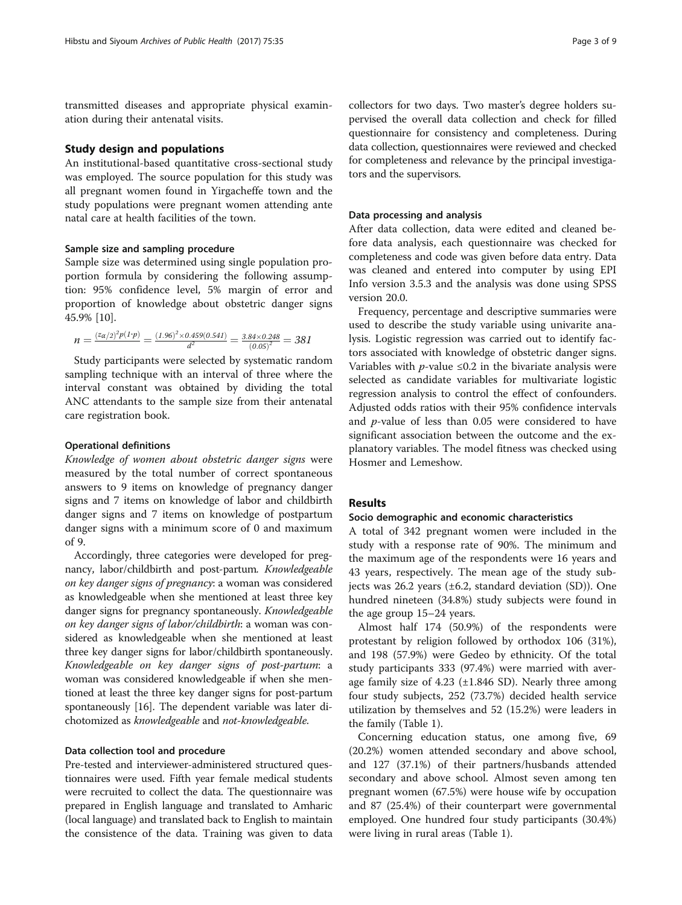transmitted diseases and appropriate physical examination during their antenatal visits.

## Study design and populations

An institutional-based quantitative cross-sectional study was employed. The source population for this study was all pregnant women found in Yirgacheffe town and the study populations were pregnant women attending ante natal care at health facilities of the town.

### Sample size and sampling procedure

Sample size was determined using single population proportion formula by considering the following assumption: 95% confidence level, 5% margin of error and proportion of knowledge about obstetric danger signs 45.9% [10].

$$n = \frac{(z\alpha/2)^2 p(1\text{-}p)}{d^2} = \frac{(1.96)^2 \times 0.459(0.541)}{d^2} = \frac{3.84 \times 0.248}{(0.05)^2} = 381$$

Study participants were selected by systematic random sampling technique with an interval of three where the interval constant was obtained by dividing the total ANC attendants to the sample size from their antenatal care registration book.

### Operational definitions

*Knowledge of women about obstetric danger signs* were measured by the total number of correct spontaneous answers to 9 items on knowledge of pregnancy danger signs and 7 items on knowledge of labor and childbirth danger signs and 7 items on knowledge of postpartum danger signs with a minimum score of 0 and maximum of 9.

Accordingly, three categories were developed for pregnancy, labor/childbirth and post-partum. *Knowledgeable on key danger signs of pregnancy*: a woman was considered as knowledgeable when she mentioned at least three key danger signs for pregnancy spontaneously. *Knowledgeable on key danger signs of labor/childbirth*: a woman was considered as knowledgeable when she mentioned at least three key danger signs for labor/childbirth spontaneously. *Knowledgeable on key danger signs of post-partum*: a woman was considered knowledgeable if when she mentioned at least the three key danger signs for post-partum spontaneously [16]. The dependent variable was later dichotomized as *knowledgeable* and *not-knowledgeable*.

### Data collection tool and procedure

Pre-tested and interviewer-administered structured questionnaires were used. Fifth year female medical students were recruited to collect the data. The questionnaire was prepared in English language and translated to Amharic (local language) and translated back to English to maintain the consistence of the data. Training was given to data collectors for two days. Two master's degree holders supervised the overall data collection and check for filled questionnaire for consistency and completeness. During data collection, questionnaires were reviewed and checked for completeness and relevance by the principal investigators and the supervisors.

### Data processing and analysis

After data collection, data were edited and cleaned before data analysis, each questionnaire was checked for completeness and code was given before data entry. Data was cleaned and entered into computer by using EPI Info version 3.5.3 and the analysis was done using SPSS version 20.0.

Frequency, percentage and descriptive summaries were used to describe the study variable using univarite analysis. Logistic regression was carried out to identify factors associated with knowledge of obstetric danger signs. Variables with $p$-value $\leq 0.2$ in the bivariate analysis were selected as candidate variables for multivariate logistic regression analysis to control the effect of confounders. Adjusted odds ratios with their 95% confidence intervals and $p$-value of less than 0.05 were considered to have significant association between the outcome and the explanatory variables. The model fitness was checked using Hosmer and Lemeshow.

## Results

### Socio demographic and economic characteristics

A total of 342 pregnant women were included in the study with a response rate of 90%. The minimum and the maximum age of the respondents were 16 years and 43 years, respectively. The mean age of the study subjects was 26.2 years (±6.2, standard deviation (SD)). One hundred nineteen (34.8%) study subjects were found in the age group 15–24 years.

Almost half 174 (50.9%) of the respondents were protestant by religion followed by orthodox 106 (31%), and 198 (57.9%) were Gedeo by ethnicity. Of the total study participants 333 (97.4%) were married with average family size of 4.23 (±1.846 SD). Nearly three among four study subjects, 252 (73.7%) decided health service utilization by themselves and 52 (15.2%) were leaders in the family (Table 1).

Concerning education status, one among five, 69 (20.2%) women attended secondary and above school, and 127 (37.1%) of their partners/husbands attended secondary and above school. Almost seven among ten pregnant women (67.5%) were house wife by occupation and 87 (25.4%) of their counterpart were governmental employed. One hundred four study participants (30.4%) were living in rural areas (Table 1).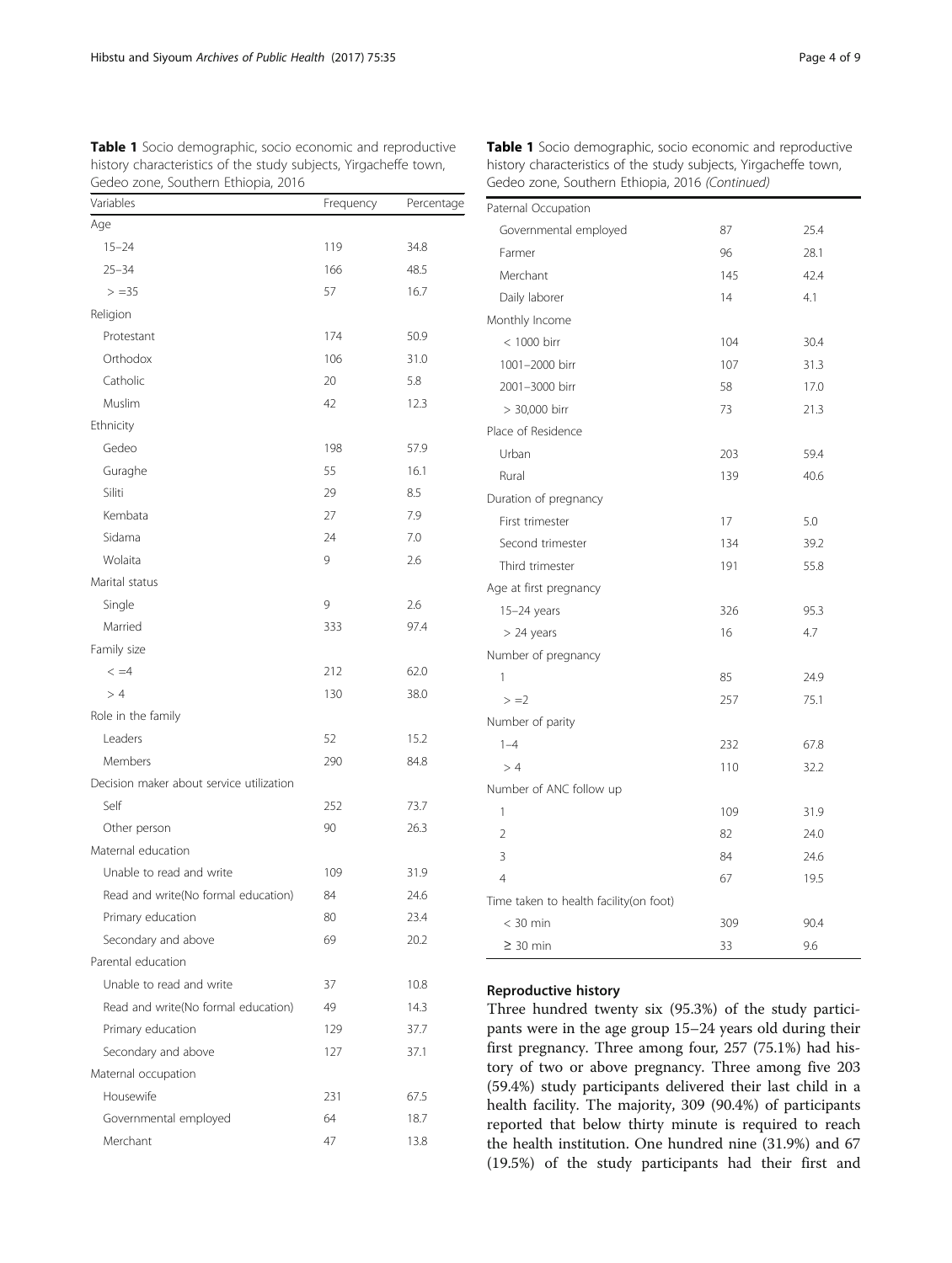**Table 1** Socio demographic, socio economic and reproductive history characteristics of the study subjects, Yirgacheffe town, Gedeo zone, Southern Ethiopia, 2016

| Variables | Frequency | Percentage |
|---|---|---|
| Age | | |
| 15–24 | 119 | 34.8 |
| 25–34 | 166 | 48.5 |
| > =35 | 57 | 16.7 |
| Religion | | |
| Protestant | 174 | 50.9 |
| Orthodox | 106 | 31.0 |
| Catholic | 20 | 5.8 |
| Muslim | 42 | 12.3 |
| Ethnicity | | |
| Gedeo | 198 | 57.9 |
| Guraghe | 55 | 16.1 |
| Siliti | 29 | 8.5 |
| Kembata | 27 | 7.9 |
| Sidama | 24 | 7.0 |
| Wolaita | 9 | 2.6 |
| Marital status | | |
| Single | 9 | 2.6 |
| Married | 333 | 97.4 |
| Family size | | |
| < =4 | 212 | 62.0 |
| > 4 | 130 | 38.0 |
| Role in the family | | |
| Leaders | 52 | 15.2 |
| Members | 290 | 84.8 |
| Decision maker about service utilization | | |
| Self | 252 | 73.7 |
| Other person | 90 | 26.3 |
| Maternal education | | |
| Unable to read and write | 109 | 31.9 |
| Read and write(No formal education) | 84 | 24.6 |
| Primary education | 80 | 23.4 |
| Secondary and above | 69 | 20.2 |
| Parental education | | |
| Unable to read and write | 37 | 10.8 |
| Read and write(No formal education) | 49 | 14.3 |
| Primary education | 129 | 37.7 |
| Secondary and above | 127 | 37.1 |
| Maternal occupation | | |
| Housewife | 231 | 67.5 |
| Governmental employed | 64 | 18.7 |
| Merchant | 47 | 13.8 |
| Paternal Occupation | | |
| Governmental employed | 87 | 25.4 |
| Farmer | 96 | 28.1 |
| Merchant | 145 | 42.4 |
| Daily laborer | 14 | 4.1 |
| Monthly Income | | |
| < 1000 birr | 104 | 30.4 |
| 1001–2000 birr | 107 | 31.3 |
| 2001–3000 birr | 58 | 17.0 |
| > 30,000 birr | 73 | 21.3 |
| Place of Residence | | |
| Urban | 203 | 59.4 |
| Rural | 139 | 40.6 |
| Duration of pregnancy | | |
| First trimester | 17 | 5.0 |
| Second trimester | 134 | 39.2 |
| Third trimester | 191 | 55.8 |
| Age at first pregnancy | | |
| 15–24 years | 326 | 95.3 |
| > 24 years | 16 | 4.7 |
| Number of pregnancy | | |
| 1 | 85 | 24.9 |
| > =2 | 257 | 75.1 |
| Number of parity | | |
| 1–4 | 232 | 67.8 |
| > 4 | 110 | 32.2 |
| Number of ANC follow up | | |
| 1 | 109 | 31.9 |
| 2 | 82 | 24.0 |
| 3 | 84 | 24.6 |
| 4 | 67 | 19.5 |
| Time taken to health facility(on foot) | | |
| < 30 min | 309 | 90.4 |
| ≥ 30 min | 33 | 9.6 |

#### Reproductive history

Three hundred twenty six (95.3%) of the study participants were in the age group 15–24 years old during their first pregnancy. Three among four, 257 (75.1%) had history of two or above pregnancy. Three among five 203 (59.4%) study participants delivered their last child in a health facility. The majority, 309 (90.4%) of participants reported that below thirty minute is required to reach the health institution. One hundred nine (31.9%) and 67 (19.5%) of the study participants had their first and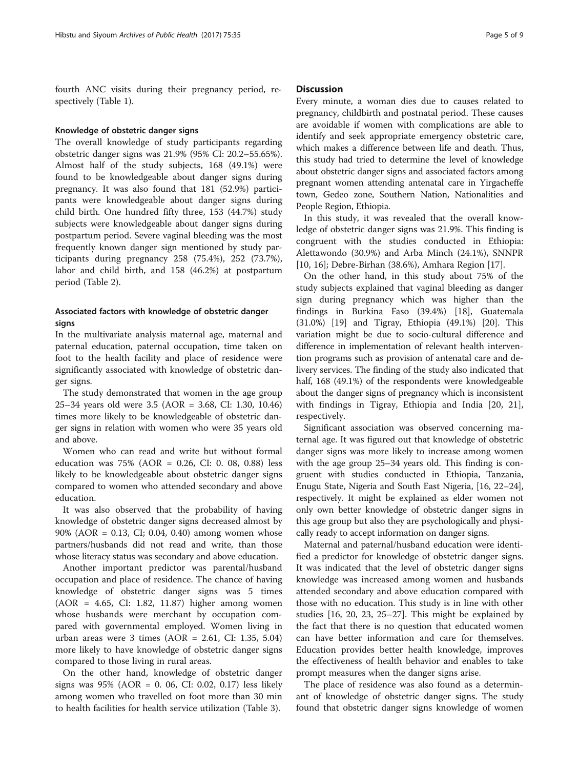fourth ANC visits during their pregnancy period, respectively (Table 1).

#### Knowledge of obstetric danger signs

The overall knowledge of study participants regarding obstetric danger signs was 21.9% (95% CI: 20.2–55.65%). Almost half of the study subjects, 168 (49.1%) were found to be knowledgeable about danger signs during pregnancy. It was also found that 181 (52.9%) participants were knowledgeable about danger signs during child birth. One hundred fifty three, 153 (44.7%) study subjects were knowledgeable about danger signs during postpartum period. Severe vaginal bleeding was the most frequently known danger sign mentioned by study participants during pregnancy 258 (75.4%), 252 (73.7%), labor and child birth, and 158 (46.2%) at postpartum period (Table 2).

#### Associated factors with knowledge of obstetric danger signs

In the multivariate analysis maternal age, maternal and paternal education, paternal occupation, time taken on foot to the health facility and place of residence were significantly associated with knowledge of obstetric danger signs.

The study demonstrated that women in the age group 25–34 years old were 3.5 (AOR = 3.68, CI: 1.30, 10.46) times more likely to be knowledgeable of obstetric danger signs in relation with women who were 35 years old and above.

Women who can read and write but without formal education was 75% (AOR = 0.26, CI: 0. 08, 0.88) less likely to be knowledgeable about obstetric danger signs compared to women who attended secondary and above education.

It was also observed that the probability of having knowledge of obstetric danger signs decreased almost by 90% (AOR = 0.13, CI; 0.04, 0.40) among women whose partners/husbands did not read and write, than those whose literacy status was secondary and above education.

Another important predictor was parental/husband occupation and place of residence. The chance of having knowledge of obstetric danger signs was 5 times (AOR = 4.65, CI: 1.82, 11.87) higher among women whose husbands were merchant by occupation compared with governmental employed. Women living in urban areas were 3 times (AOR = 2.61, CI: 1.35, 5.04) more likely to have knowledge of obstetric danger signs compared to those living in rural areas.

On the other hand, knowledge of obstetric danger signs was 95% (AOR = 0. 06, CI: 0.02, 0.17) less likely among women who travelled on foot more than 30 min to health facilities for health service utilization (Table 3).

## Discussion

Every minute, a woman dies due to causes related to pregnancy, childbirth and postnatal period. These causes are avoidable if women with complications are able to identify and seek appropriate emergency obstetric care, which makes a difference between life and death. Thus, this study had tried to determine the level of knowledge about obstetric danger signs and associated factors among pregnant women attending antenatal care in Yirgacheffe town, Gedeo zone, Southern Nation, Nationalities and People Region, Ethiopia.

In this study, it was revealed that the overall knowledge of obstetric danger signs was 21.9%. This finding is congruent with the studies conducted in Ethiopia: Alettawondo (30.9%) and Arba Minch (24.1%), SNNPR [10, 16]; Debre-Birhan (38.6%), Amhara Region [17].

On the other hand, in this study about 75% of the study subjects explained that vaginal bleeding as danger sign during pregnancy which was higher than the findings in Burkina Faso (39.4%) [18], Guatemala (31.0%) [19] and Tigray, Ethiopia (49.1%) [20]. This variation might be due to socio-cultural difference and difference in implementation of relevant health intervention programs such as provision of antenatal care and delivery services. The finding of the study also indicated that half, 168 (49.1%) of the respondents were knowledgeable about the danger signs of pregnancy which is inconsistent with findings in Tigray, Ethiopia and India [20, 21], respectively.

Significant association was observed concerning maternal age. It was figured out that knowledge of obstetric danger signs was more likely to increase among women with the age group 25–34 years old. This finding is congruent with studies conducted in Ethiopia, Tanzania, Enugu State, Nigeria and South East Nigeria, [16, 22–24], respectively. It might be explained as elder women not only own better knowledge of obstetric danger signs in this age group but also they are psychologically and physically ready to accept information on danger signs.

Maternal and paternal/husband education were identified a predictor for knowledge of obstetric danger signs. It was indicated that the level of obstetric danger signs knowledge was increased among women and husbands attended secondary and above education compared with those with no education. This study is in line with other studies [16, 20, 23, 25–27]. This might be explained by the fact that there is no question that educated women can have better information and care for themselves. Education provides better health knowledge, improves the effectiveness of health behavior and enables to take prompt measures when the danger signs arise.

The place of residence was also found as a determinant of knowledge of obstetric danger signs. The study found that obstetric danger signs knowledge of women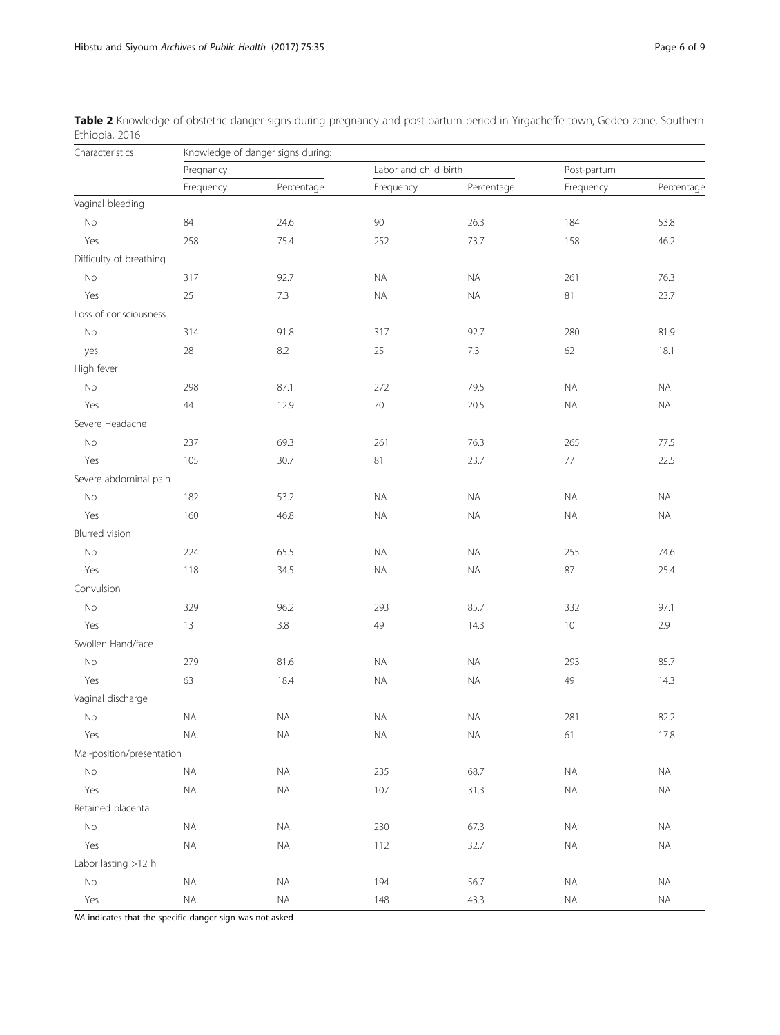**Table 2** Knowledge of obstetric danger signs during pregnancy and post-partum period in Yirgacheffe town, Gedeo zone, Southern Ethiopia, 2016

| Characteristics | Knowledge of danger signs during: | | | | | |
|---|---|---|---|---|---|---|
| | Pregnancy | | Labor and child birth | | Post-partum | |
| | Frequency | Percentage | Frequency | Percentage | Frequency | Percentage |
| Vaginal bleeding | | | | | | |
| No | 84 | 24.6 | 90 | 26.3 | 184 | 53.8 |
| Yes | 258 | 75.4 | 252 | 73.7 | 158 | 46.2 |
| Difficulty of breathing | | | | | | |
| No | 317 | 92.7 | NA | NA | 261 | 76.3 |
| Yes | 25 | 7.3 | NA | NA | 81 | 23.7 |
| Loss of consciousness | | | | | | |
| No | 314 | 91.8 | 317 | 92.7 | 280 | 81.9 |
| yes | 28 | 8.2 | 25 | 7.3 | 62 | 18.1 |
| High fever | | | | | | |
| No | 298 | 87.1 | 272 | 79.5 | NA | NA |
| Yes | 44 | 12.9 | 70 | 20.5 | NA | NA |
| Severe Headache | | | | | | |
| No | 237 | 69.3 | 261 | 76.3 | 265 | 77.5 |
| Yes | 105 | 30.7 | 81 | 23.7 | 77 | 22.5 |
| Severe abdominal pain | | | | | | |
| No | 182 | 53.2 | NA | NA | NA | NA |
| Yes | 160 | 46.8 | NA | NA | NA | NA |
| Blurred vision | | | | | | |
| No | 224 | 65.5 | NA | NA | 255 | 74.6 |
| Yes | 118 | 34.5 | NA | NA | 87 | 25.4 |
| Convulsion | | | | | | |
| No | 329 | 96.2 | 293 | 85.7 | 332 | 97.1 |
| Yes | 13 | 3.8 | 49 | 14.3 | 10 | 2.9 |
| Swollen Hand/face | | | | | | |
| No | 279 | 81.6 | NA | NA | 293 | 85.7 |
| Yes | 63 | 18.4 | NA | NA | 49 | 14.3 |
| Vaginal discharge | | | | | | |
| No | NA | NA | NA | NA | 281 | 82.2 |
| Yes | NA | NA | NA | NA | 61 | 17.8 |
| Mal-position/presentation | | | | | | |
| No | NA | NA | 235 | 68.7 | NA | NA |
| Yes | NA | NA | 107 | 31.3 | NA | NA |
| Retained placenta | | | | | | |
| No | NA | NA | 230 | 67.3 | NA | NA |
| Yes | NA | NA | 112 | 32.7 | NA | NA |
| Labor lasting >12 h | | | | | | |
| No | NA | NA | 194 | 56.7 | NA | NA |
| Yes | NA | NA | 148 | 43.3 | NA | NA |

*NA* indicates that the specific danger sign was not asked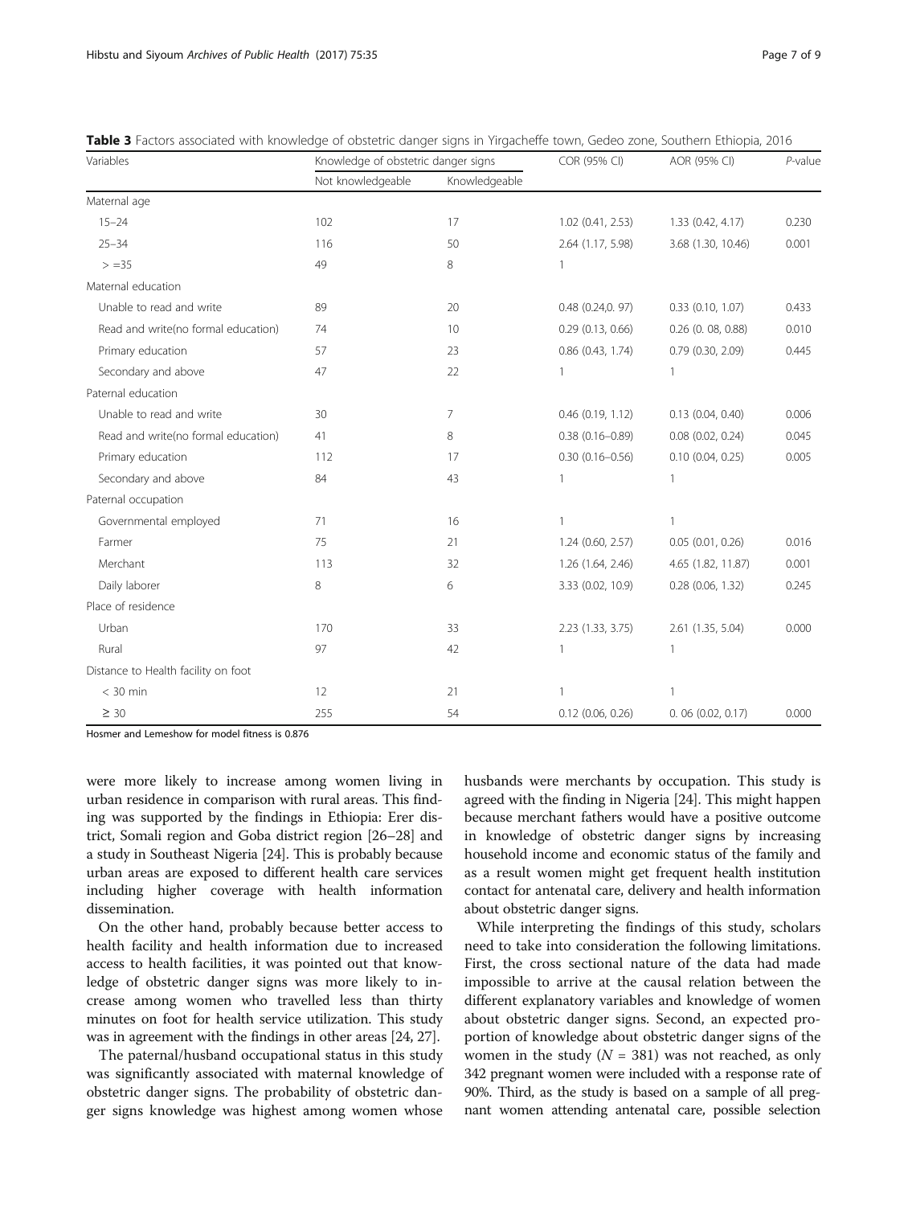**Table 3** Factors associated with knowledge of obstetric danger signs in Yirgacheffe town, Gedeo zone, Southern Ethiopia, 2016

| Variables | Knowledge of obstetric danger signs | | COR (95% CI) | AOR (95% CI) | *P*-value |
|---|---|---|---|---|---|
| | Not knowledgeable | Knowledgeable | | | |
| Maternal age | | | | | |
| 15–24 | 102 | 17 | 1.02 (0.41, 2.53) | 1.33 (0.42, 4.17) | 0.230 |
| 25–34 | 116 | 50 | 2.64 (1.17, 5.98) | 3.68 (1.30, 10.46) | 0.001 |
| > =35 | 49 | 8 | 1 | | |
| Maternal education | | | | | |
| Unable to read and write | 89 | 20 | 0.48 (0.24,0. 97) | 0.33 (0.10, 1.07) | 0.433 |
| Read and write(no formal education) | 74 | 10 | 0.29 (0.13, 0.66) | 0.26 (0. 08, 0.88) | 0.010 |
| Primary education | 57 | 23 | 0.86 (0.43, 1.74) | 0.79 (0.30, 2.09) | 0.445 |
| Secondary and above | 47 | 22 | 1 | 1 | |
| Paternal education | | | | | |
| Unable to read and write | 30 | 7 | 0.46 (0.19, 1.12) | 0.13 (0.04, 0.40) | 0.006 |
| Read and write(no formal education) | 41 | 8 | 0.38 (0.16–0.89) | 0.08 (0.02, 0.24) | 0.045 |
| Primary education | 112 | 17 | 0.30 (0.16–0.56) | 0.10 (0.04, 0.25) | 0.005 |
| Secondary and above | 84 | 43 | 1 | 1 | |
| Paternal occupation | | | | | |
| Governmental employed | 71 | 16 | 1 | 1 | |
| Farmer | 75 | 21 | 1.24 (0.60, 2.57) | 0.05 (0.01, 0.26) | 0.016 |
| Merchant | 113 | 32 | 1.26 (1.64, 2.46) | 4.65 (1.82, 11.87) | 0.001 |
| Daily laborer | 8 | 6 | 3.33 (0.02, 10.9) | 0.28 (0.06, 1.32) | 0.245 |
| Place of residence | | | | | |
| Urban | 170 | 33 | 2.23 (1.33, 3.75) | 2.61 (1.35, 5.04) | 0.000 |
| Rural | 97 | 42 | 1 | 1 | |
| Distance to Health facility on foot | | | | | |
| < 30 min | 12 | 21 | 1 | 1 | |
| ≥ 30 | 255 | 54 | 0.12 (0.06, 0.26) | 0. 06 (0.02, 0.17) | 0.000 |

Hosmer and Lemeshow for model fitness is 0.876

were more likely to increase among women living in urban residence in comparison with rural areas. This finding was supported by the findings in Ethiopia: Erer district, Somali region and Goba district region [26–28] and a study in Southeast Nigeria [24]. This is probably because urban areas are exposed to different health care services including higher coverage with health information dissemination.

On the other hand, probably because better access to health facility and health information due to increased access to health facilities, it was pointed out that knowledge of obstetric danger signs was more likely to increase among women who travelled less than thirty minutes on foot for health service utilization. This study was in agreement with the findings in other areas [24, 27].

The paternal/husband occupational status in this study was significantly associated with maternal knowledge of obstetric danger signs. The probability of obstetric danger signs knowledge was highest among women whose husbands were merchants by occupation. This study is agreed with the finding in Nigeria [24]. This might happen because merchant fathers would have a positive outcome in knowledge of obstetric danger signs by increasing household income and economic status of the family and as a result women might get frequent health institution contact for antenatal care, delivery and health information about obstetric danger signs.

While interpreting the findings of this study, scholars need to take into consideration the following limitations. First, the cross sectional nature of the data had made impossible to arrive at the causal relation between the different explanatory variables and knowledge of women about obstetric danger signs. Second, an expected proportion of knowledge about obstetric danger signs of the women in the study ($N$ = 381) was not reached, as only 342 pregnant women were included with a response rate of 90%. Third, as the study is based on a sample of all pregnant women attending antenatal care, possible selection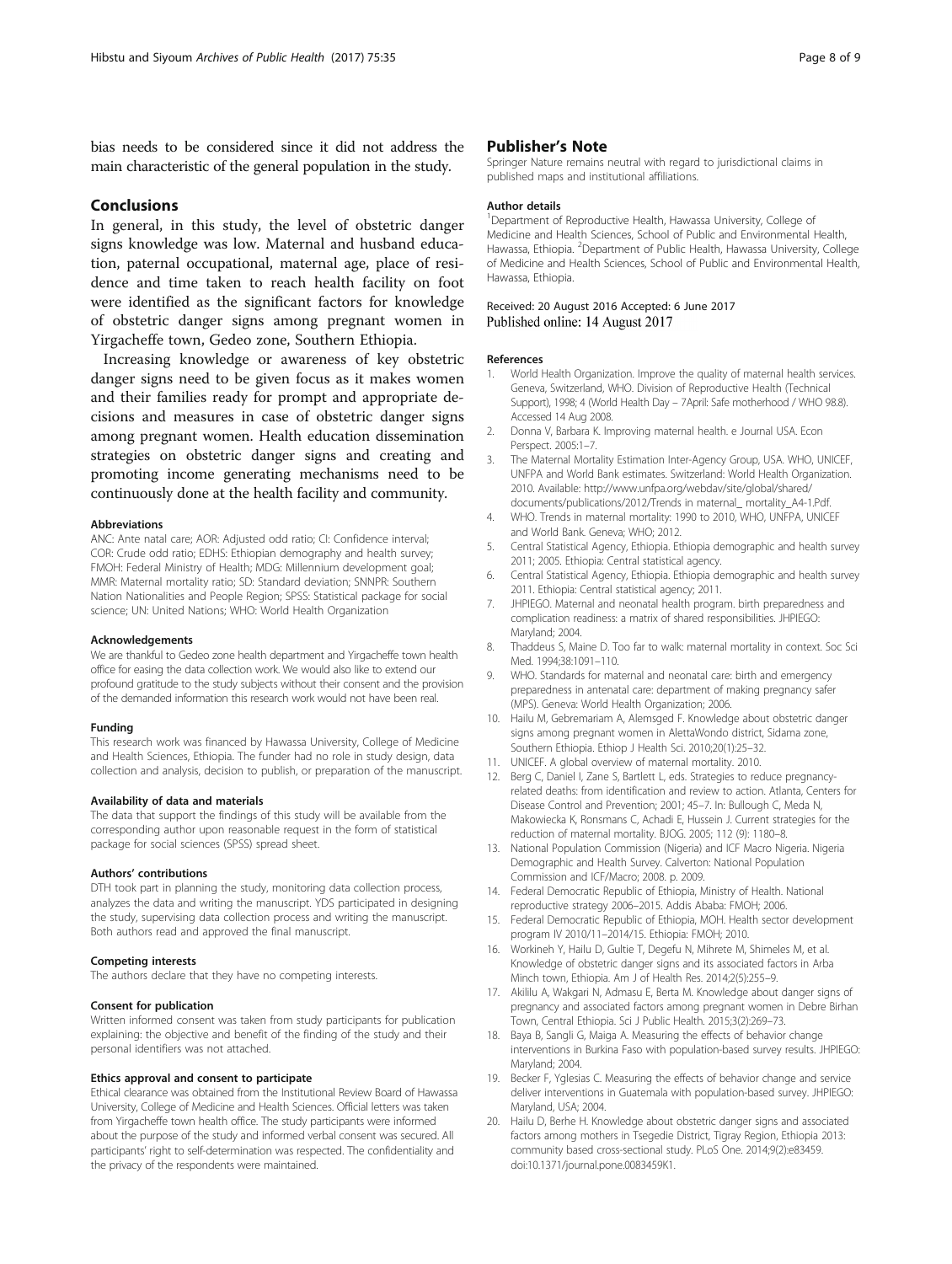bias needs to be considered since it did not address the main characteristic of the general population in the study.

## Conclusions

In general, in this study, the level of obstetric danger signs knowledge was low. Maternal and husband education, paternal occupational, maternal age, place of residence and time taken to reach health facility on foot were identified as the significant factors for knowledge of obstetric danger signs among pregnant women in Yirgacheffe town, Gedeo zone, Southern Ethiopia.

Increasing knowledge or awareness of key obstetric danger signs need to be given focus as it makes women and their families ready for prompt and appropriate decisions and measures in case of obstetric danger signs among pregnant women. Health education dissemination strategies on obstetric danger signs and creating and promoting income generating mechanisms need to be continuously done at the health facility and community.

#### Abbreviations

ANC: Ante natal care; AOR: Adjusted odd ratio; CI: Confidence interval; COR: Crude odd ratio; EDHS: Ethiopian demography and health survey; FMOH: Federal Ministry of Health; MDG: Millennium development goal; MMR: Maternal mortality ratio; SD: Standard deviation; SNNPR: Southern Nation Nationalities and People Region; SPSS: Statistical package for social science; UN: United Nations; WHO: World Health Organization

#### Acknowledgements

We are thankful to Gedeo zone health department and Yirgacheffe town health office for easing the data collection work. We would also like to extend our profound gratitude to the study subjects without their consent and the provision of the demanded information this research work would not have been real.

#### Funding

This research work was financed by Hawassa University, College of Medicine and Health Sciences, Ethiopia. The funder had no role in study design, data collection and analysis, decision to publish, or preparation of the manuscript.

#### Availability of data and materials

The data that support the findings of this study will be available from the corresponding author upon reasonable request in the form of statistical package for social sciences (SPSS) spread sheet.

#### Authors' contributions

DTH took part in planning the study, monitoring data collection process, analyzes the data and writing the manuscript. YDS participated in designing the study, supervising data collection process and writing the manuscript. Both authors read and approved the final manuscript.

#### Competing interests

The authors declare that they have no competing interests.

#### Consent for publication

Written informed consent was taken from study participants for publication explaining: the objective and benefit of the finding of the study and their personal identifiers was not attached.

#### Ethics approval and consent to participate

Ethical clearance was obtained from the Institutional Review Board of Hawassa University, College of Medicine and Health Sciences. Official letters was taken from Yirgacheffe town health office. The study participants were informed about the purpose of the study and informed verbal consent was secured. All participants' right to self-determination was respected. The confidentiality and the privacy of the respondents were maintained.

## Publisher's Note

Springer Nature remains neutral with regard to jurisdictional claims in published maps and institutional affiliations.

#### Author details

[1]Department of Reproductive Health, Hawassa University, College of Medicine and Health Sciences, School of Public and Environmental Health, Hawassa, Ethiopia. [2]Department of Public Health, Hawassa University, College of Medicine and Health Sciences, School of Public and Environmental Health, Hawassa, Ethiopia.

Received: 20 August 2016 Accepted: 6 June 2017
Published online: 14 August 2017

#### References

1. World Health Organization. Improve the quality of maternal health services. Geneva, Switzerland, WHO. Division of Reproductive Health (Technical Support), 1998; 4 (World Health Day – 7April: Safe motherhood / WHO 98.8). Accessed 14 Aug 2008.
2. Donna V, Barbara K. Improving maternal health. e Journal USA. Econ Perspect. 2005:1–7.
3. The Maternal Mortality Estimation Inter-Agency Group, USA. WHO, UNICEF, UNFPA and World Bank estimates. Switzerland: World Health Organization. 2010. Available: http://www.unfpa.org/webdav/site/global/shared/documents/publications/2012/Trends in maternal_ mortality_A4-1.Pdf.
4. WHO. Trends in maternal mortality: 1990 to 2010, WHO, UNFPA, UNICEF and World Bank. Geneva; WHO; 2012.
5. Central Statistical Agency, Ethiopia. Ethiopia demographic and health survey 2011; 2005. Ethiopia: Central statistical agency.
6. Central Statistical Agency, Ethiopia. Ethiopia demographic and health survey 2011. Ethiopia: Central statistical agency; 2011.
7. JHPIEGO. Maternal and neonatal health program. birth preparedness and complication readiness: a matrix of shared responsibilities. JHPIEGO: Maryland; 2004.
8. Thaddeus S, Maine D. Too far to walk: maternal mortality in context. Soc Sci Med. 1994;38:1091–110.
9. WHO. Standards for maternal and neonatal care: birth and emergency preparedness in antenatal care: department of making pregnancy safer (MPS). Geneva: World Health Organization; 2006.
10. Hailu M, Gebremariam A, Alemsged F. Knowledge about obstetric danger signs among pregnant women in AlettaWondo district, Sidama zone, Southern Ethiopia. Ethiop J Health Sci. 2010;20(1):25–32.
11. UNICEF. A global overview of maternal mortality. 2010.
12. Berg C, Daniel I, Zane S, Bartlett L, eds. Strategies to reduce pregnancy-related deaths: from identification and review to action. Atlanta, Centers for Disease Control and Prevention; 2001; 45–7. In: Bullough C, Meda N, Makowiecka K, Ronsmans C, Achadi E, Hussein J. Current strategies for the reduction of maternal mortality. BJOG. 2005; 112 (9): 1180–8.
13. National Population Commission (Nigeria) and ICF Macro Nigeria. Nigeria Demographic and Health Survey. Calverton: National Population Commission and ICF/Macro; 2008. p. 2009.
14. Federal Democratic Republic of Ethiopia, Ministry of Health. National reproductive strategy 2006–2015. Addis Ababa: FMOH; 2006.
15. Federal Democratic Republic of Ethiopia, MOH. Health sector development program IV 2010/11–2014/15. Ethiopia: FMOH; 2010.
16. Workineh Y, Hailu D, Gultie T, Degefu N, Mihrete M, Shimeles M, et al. Knowledge of obstetric danger signs and its associated factors in Arba Minch town, Ethiopia. Am J of Health Res. 2014;2(5):255–9.
17. Akililu A, Wakgari N, Admasu E, Berta M. Knowledge about danger signs of pregnancy and associated factors among pregnant women in Debre Birhan Town, Central Ethiopia. Sci J Public Health. 2015;3(2):269–73.
18. Baya B, Sangli G, Maiga A. Measuring the effects of behavior change interventions in Burkina Faso with population-based survey results. JHPIEGO: Maryland; 2004.
19. Becker F, Yglesias C. Measuring the effects of behavior change and service deliver interventions in Guatemala with population-based survey. JHPIEGO: Maryland, USA; 2004.
20. Hailu D, Berhe H. Knowledge about obstetric danger signs and associated factors among mothers in Tsegedie District, Tigray Region, Ethiopia 2013: community based cross-sectional study. PLoS One. 2014;9(2):e83459. doi:10.1371/journal.pone.0083459K1.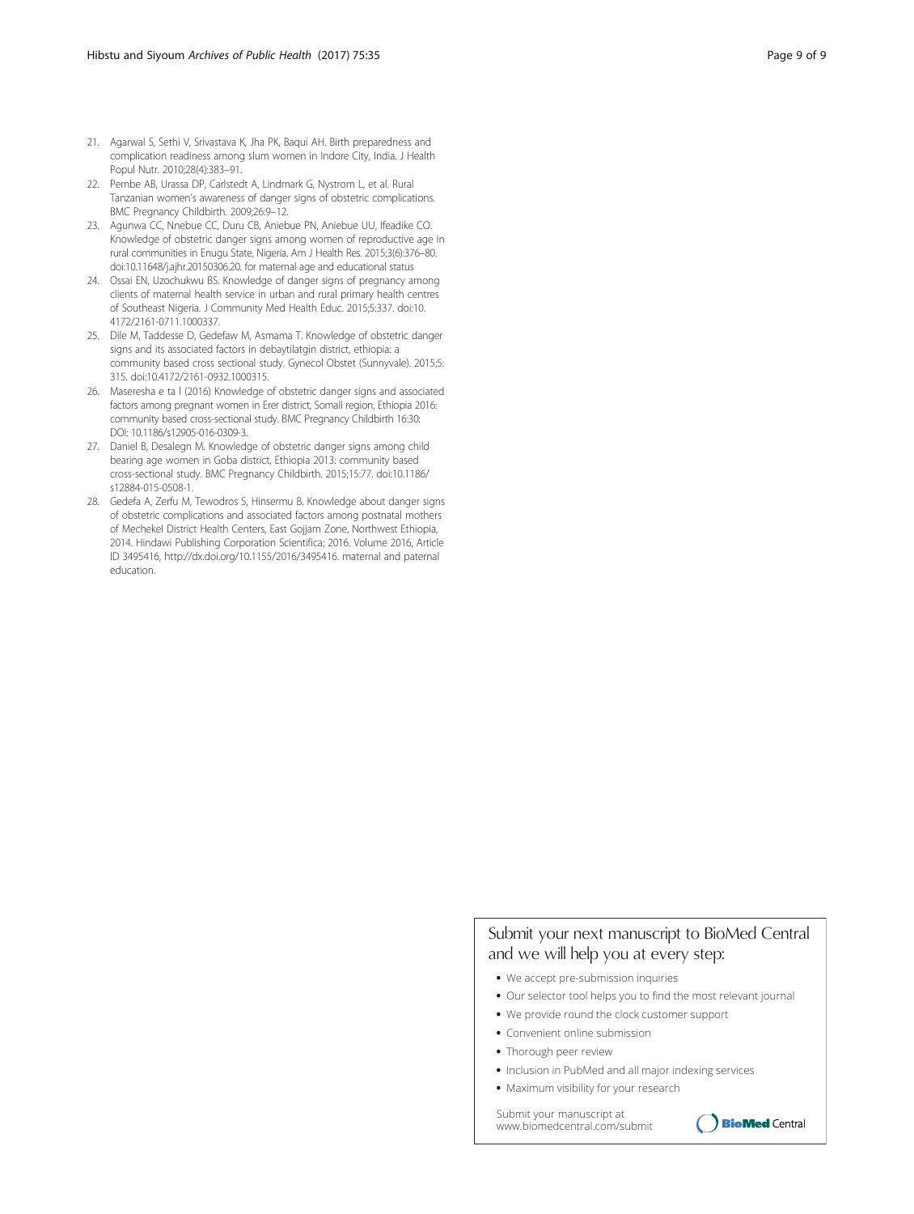21. Agarwal S, Sethi V, Srivastava K, Jha PK, Baqui AH. Birth preparedness and complication readiness among slum women in Indore City, India. J Health Popul Nutr. 2010;28(4):383–91.
22. Pembe AB, Urassa DP, Carlstedt A, Lindmark G, Nystrom L, et al. Rural Tanzanian women's awareness of danger signs of obstetric complications. BMC Pregnancy Childbirth. 2009;26:9–12.
23. Agunwa CC, Nnebue CC, Duru CB, Aniebue PN, Aniebue UU, Ifeadike CO. Knowledge of obstetric danger signs among women of reproductive age in rural communities in Enugu State, Nigeria. Am J Health Res. 2015;3(6):376–80. doi:10.11648/j.ajhr.20150306.20. for maternal age and educational status
24. Ossai EN, Uzochukwu BS. Knowledge of danger signs of pregnancy among clients of maternal health service in urban and rural primary health centres of Southeast Nigeria. J Community Med Health Educ. 2015;5:337. doi:10.4172/2161-0711.1000337.
25. Dile M, Taddesse D, Gedefaw M, Asmama T. Knowledge of obstetric danger signs and its associated factors in debaytilatgin district, ethiopia: a community based cross sectional study. Gynecol Obstet (Sunnyvale). 2015;5:315. doi:10.4172/2161-0932.1000315.
26. Maseresha e ta l (2016) Knowledge of obstetric danger signs and associated factors among pregnant women in Erer district, Somali region, Ethiopia 2016: community based cross-sectional study. BMC Pregnancy Childbirth 16:30: DOI: 10.1186/s12905-016-0309-3.
27. Daniel B, Desalegn M. Knowledge of obstetric danger signs among child bearing age women in Goba district, Ethiopia 2013: community based cross-sectional study. BMC Pregnancy Childbirth. 2015;15:77. doi:10.1186/s12884-015-0508-1.
28. Gedefa A, Zerfu M, Tewodros S, Hinsermu B. Knowledge about danger signs of obstetric complications and associated factors among postnatal mothers of Mechekel District Health Centers, East Gojjam Zone, Northwest Ethiopia, 2014. Hindawi Publishing Corporation Scientifica; 2016. Volume 2016, Article ID 3495416, http://dx.doi.org/10.1155/2016/3495416. maternal and paternal education.